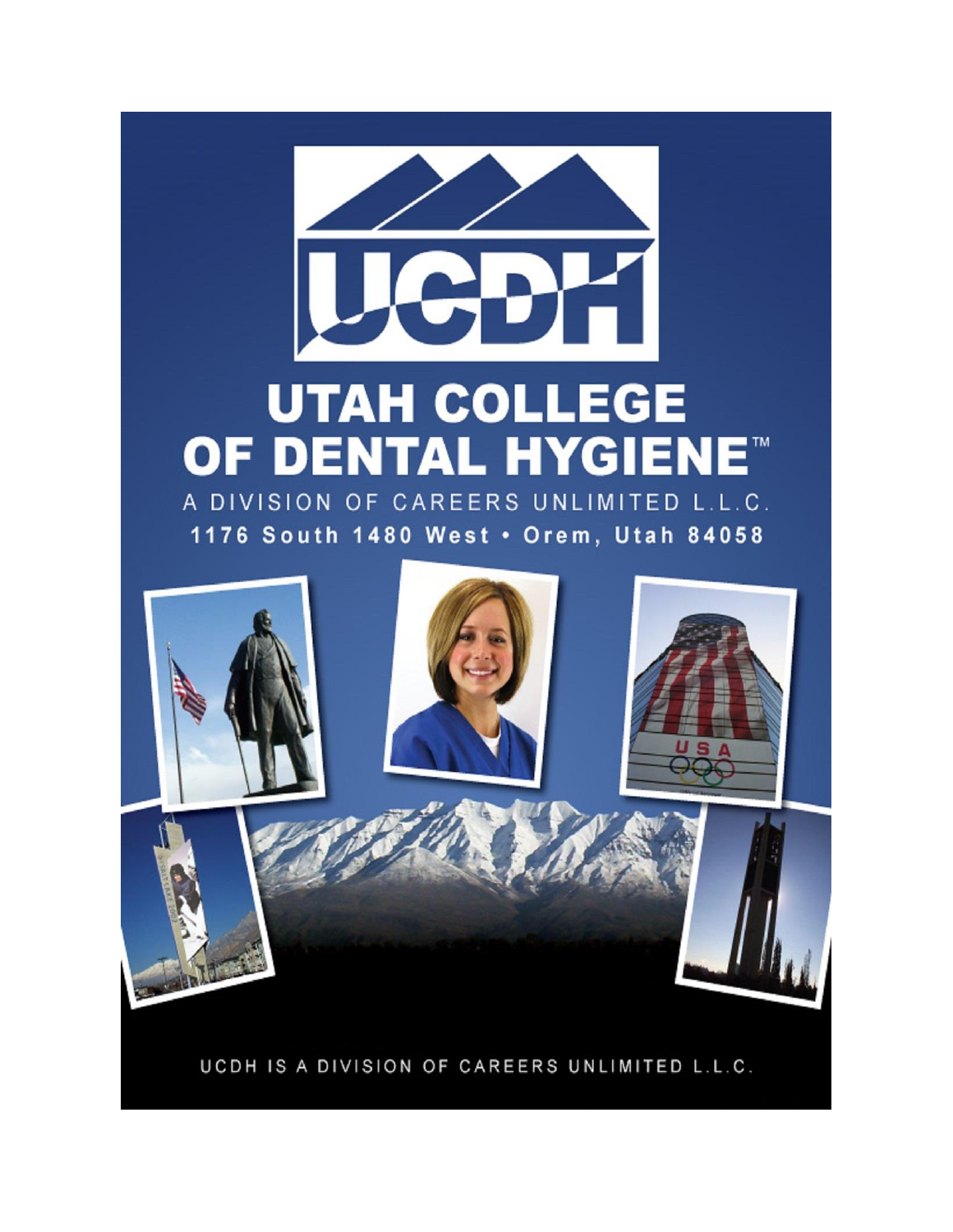# UTAH COLLEGE OF DENTAL HYGIENE™

A DIVISION OF CAREERS UNLIMITED L.L.C.

1176 South 1480 West • Orem, Utah 84058

UCDH IS A DIVISION OF CAREERS UNLIMITED L.L.C.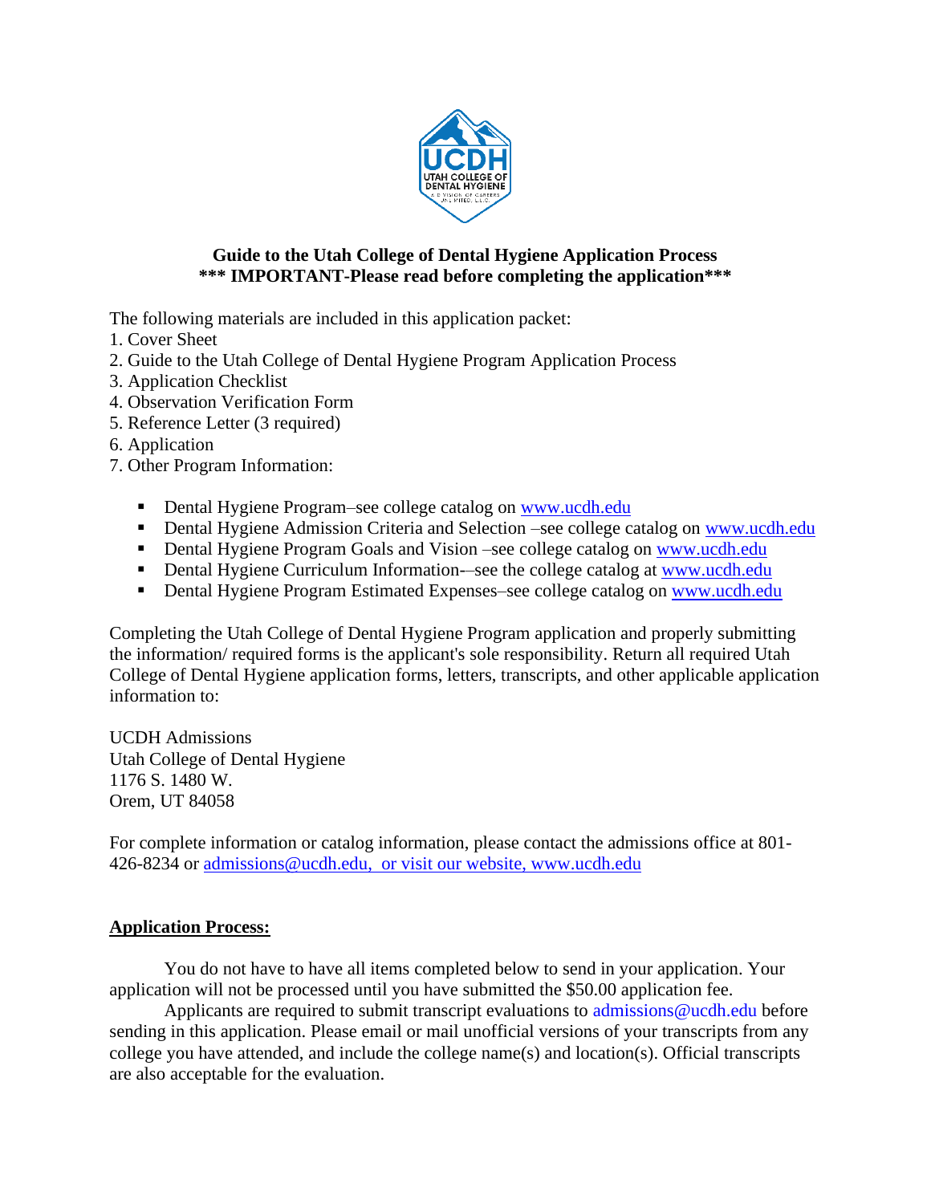**Guide to the Utah College of Dental Hygiene Application Process**
**\*\*\* IMPORTANT-Please read before completing the application\*\*\***

The following materials are included in this application packet:

1. Cover Sheet
2. Guide to the Utah College of Dental Hygiene Program Application Process
3. Application Checklist
4. Observation Verification Form
5. Reference Letter (3 required)
6. Application
7. Other Program Information:

- Dental Hygiene Program–see college catalog on www.ucdh.edu
- Dental Hygiene Admission Criteria and Selection –see college catalog on www.ucdh.edu
- Dental Hygiene Program Goals and Vision –see college catalog on www.ucdh.edu
- Dental Hygiene Curriculum Information-–see the college catalog at www.ucdh.edu
- Dental Hygiene Program Estimated Expenses–see college catalog on www.ucdh.edu

Completing the Utah College of Dental Hygiene Program application and properly submitting the information/ required forms is the applicant's sole responsibility. Return all required Utah College of Dental Hygiene application forms, letters, transcripts, and other applicable application information to:

UCDH Admissions
Utah College of Dental Hygiene
1176 S. 1480 W.
Orem, UT 84058

For complete information or catalog information, please contact the admissions office at 801-426-8234 or admissions@ucdh.edu, or visit our website, www.ucdh.edu

## Application Process:

You do not have to have all items completed below to send in your application. Your application will not be processed until you have submitted the $50.00 application fee.

Applicants are required to submit transcript evaluations to admissions@ucdh.edu before sending in this application. Please email or mail unofficial versions of your transcripts from any college you have attended, and include the college name(s) and location(s). Official transcripts are also acceptable for the evaluation.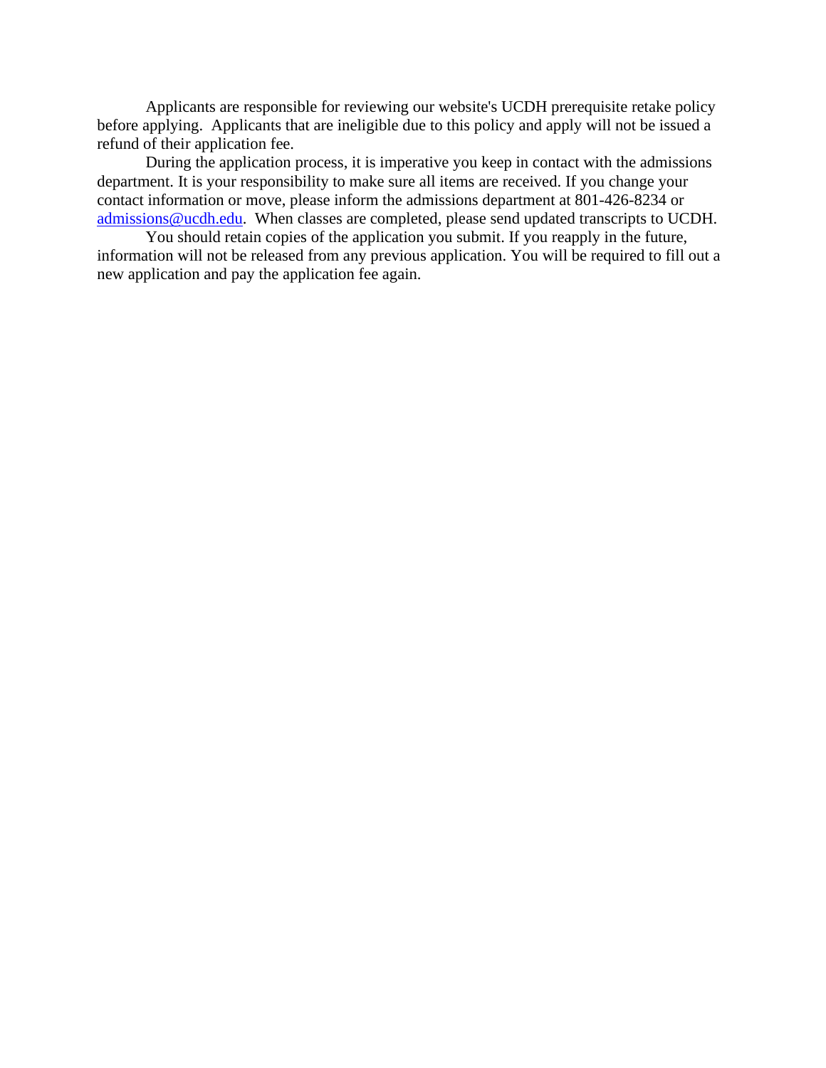Applicants are responsible for reviewing our website's UCDH prerequisite retake policy before applying. Applicants that are ineligible due to this policy and apply will not be issued a refund of their application fee.

During the application process, it is imperative you keep in contact with the admissions department. It is your responsibility to make sure all items are received. If you change your contact information or move, please inform the admissions department at 801-426-8234 or admissions@ucdh.edu. When classes are completed, please send updated transcripts to UCDH.

You should retain copies of the application you submit. If you reapply in the future, information will not be released from any previous application. You will be required to fill out a new application and pay the application fee again.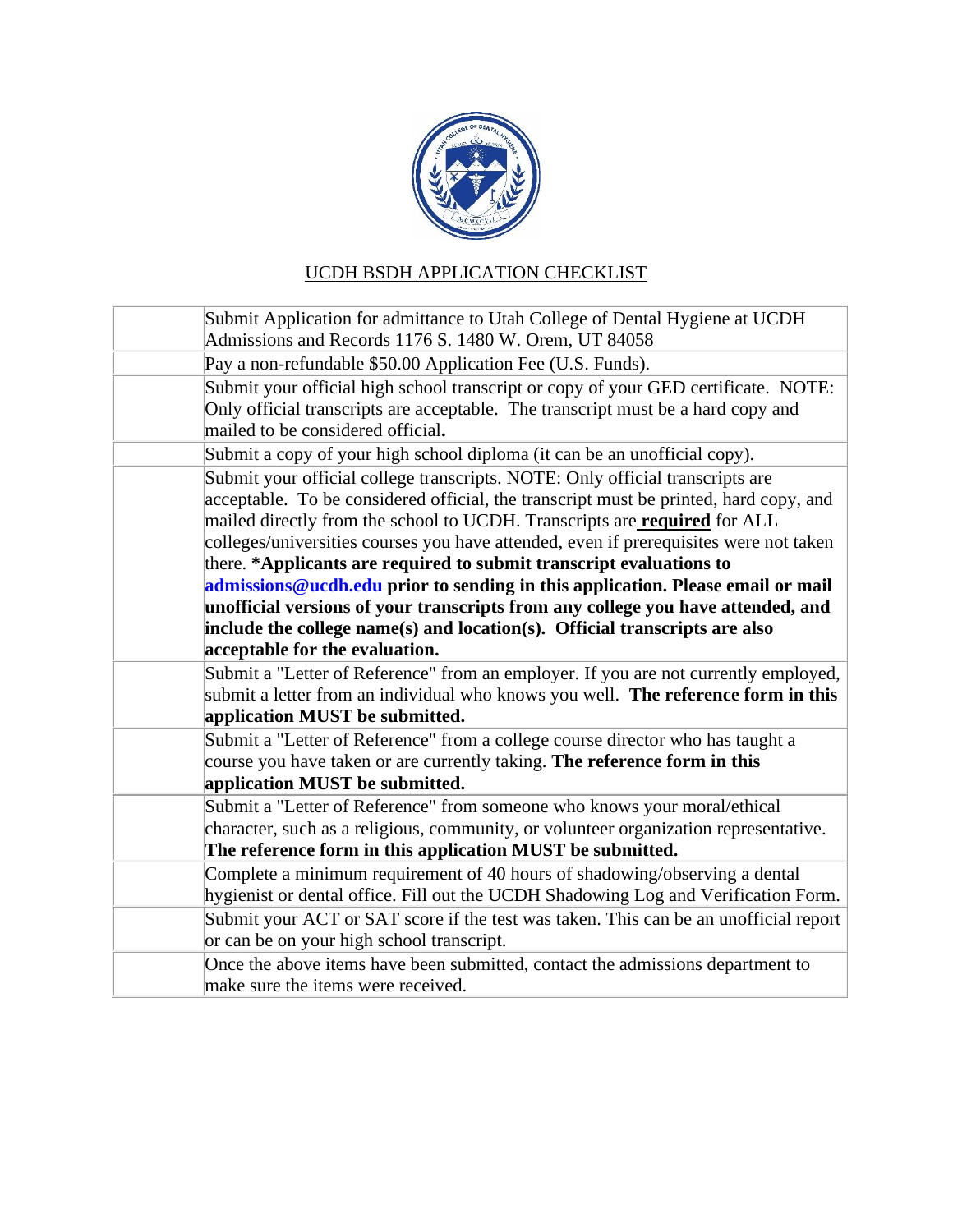UCDH BSDH APPLICATION CHECKLIST

| | |
|---|---|
| | Submit Application for admittance to Utah College of Dental Hygiene at UCDH Admissions and Records 1176 S. 1480 W. Orem, UT 84058 |
| | Pay a non-refundable $50.00 Application Fee (U.S. Funds). |
| | Submit your official high school transcript or copy of your GED certificate. NOTE: Only official transcripts are acceptable. The transcript must be a hard copy and mailed to be considered official**.** |
| | Submit a copy of your high school diploma (it can be an unofficial copy). |
| | Submit your official college transcripts. NOTE: Only official transcripts are acceptable. To be considered official, the transcript must be printed, hard copy, and mailed directly from the school to UCDH. Transcripts are **required** for ALL colleges/universities courses you have attended, even if prerequisites were not taken there. ***Applicants are required to submit transcript evaluations to admissions@ucdh.edu prior to sending in this application. Please email or mail unofficial versions of your transcripts from any college you have attended, and include the college name(s) and location(s). Official transcripts are also acceptable for the evaluation.** |
| | Submit a "Letter of Reference" from an employer. If you are not currently employed, submit a letter from an individual who knows you well. **The reference form in this application MUST be submitted.** |
| | Submit a "Letter of Reference" from a college course director who has taught a course you have taken or are currently taking. **The reference form in this application MUST be submitted.** |
| | Submit a "Letter of Reference" from someone who knows your moral/ethical character, such as a religious, community, or volunteer organization representative. **The reference form in this application MUST be submitted.** |
| | Complete a minimum requirement of 40 hours of shadowing/observing a dental hygienist or dental office. Fill out the UCDH Shadowing Log and Verification Form. |
| | Submit your ACT or SAT score if the test was taken. This can be an unofficial report or can be on your high school transcript. |
| | Once the above items have been submitted, contact the admissions department to make sure the items were received. |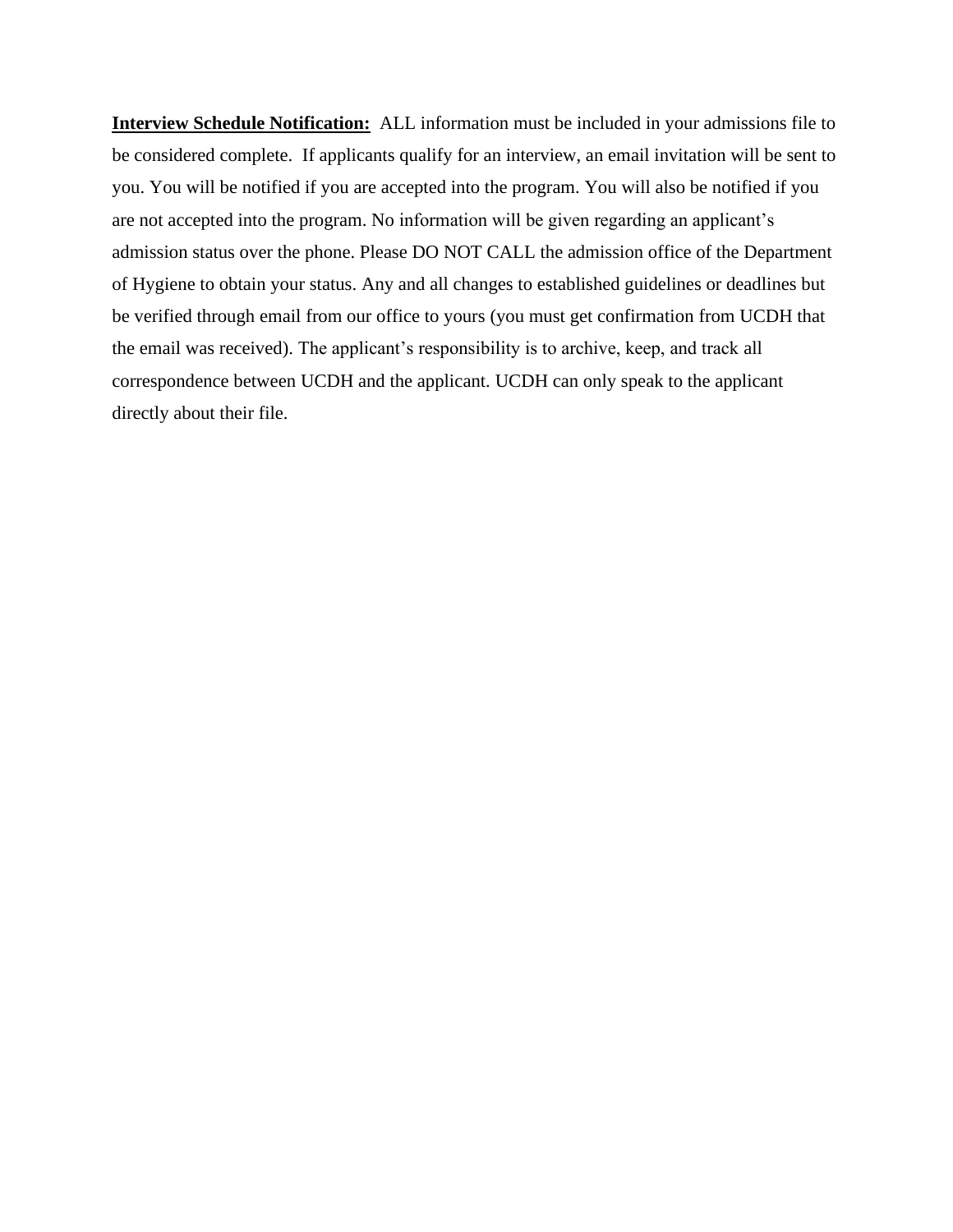**Interview Schedule Notification:** ALL information must be included in your admissions file to be considered complete. If applicants qualify for an interview, an email invitation will be sent to you. You will be notified if you are accepted into the program. You will also be notified if you are not accepted into the program. No information will be given regarding an applicant's admission status over the phone. Please DO NOT CALL the admission office of the Department of Hygiene to obtain your status. Any and all changes to established guidelines or deadlines but be verified through email from our office to yours (you must get confirmation from UCDH that the email was received). The applicant's responsibility is to archive, keep, and track all correspondence between UCDH and the applicant. UCDH can only speak to the applicant directly about their file.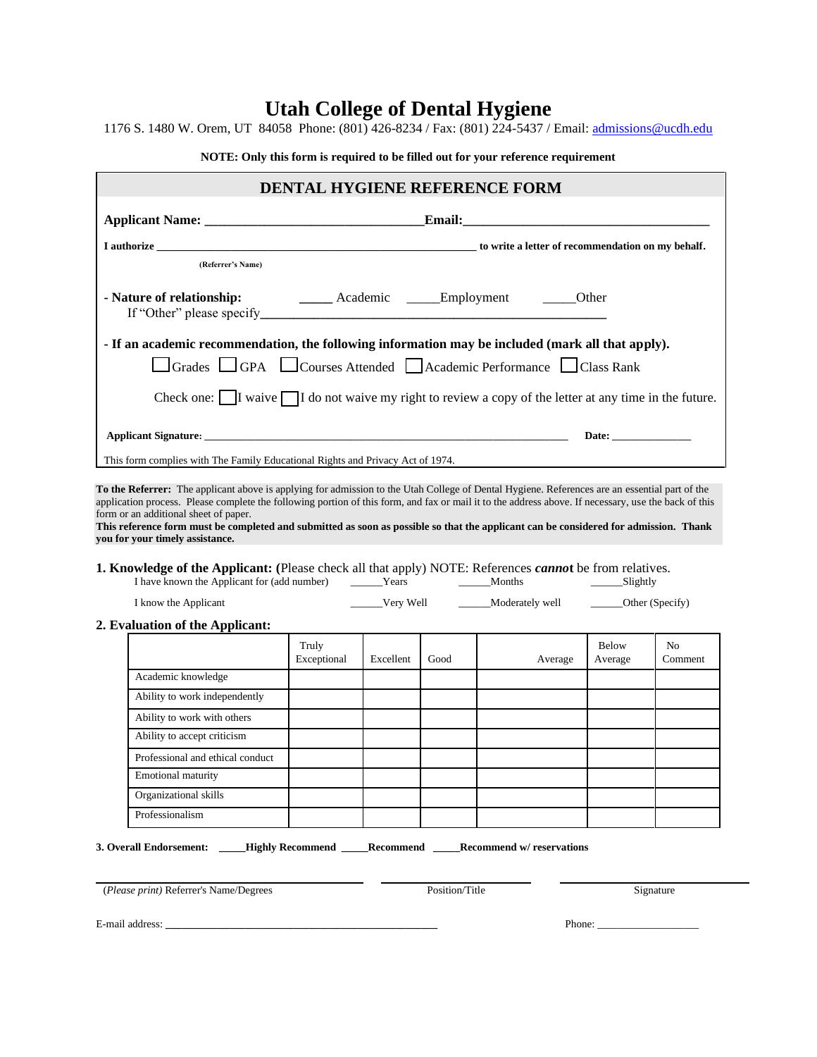# Utah College of Dental Hygiene

1176 S. 1480 W. Orem, UT 84058 Phone: (801) 426-8234 / Fax: (801) 224-5437 / Email: admissions@ucdh.edu

**NOTE: Only this form is required to be filled out for your reference requirement**

## DENTAL HYGIENE REFERENCE FORM

**Applicant Name:** ________________________________ **Email:** ____________________________________

**I authorize** ________________________________________________________ **to write a letter of recommendation on my behalf.**

**(Referrer's Name)**

**- Nature of relationship:** _____ Academic _____ Employment _____ Other

If "Other" please specify_______________________________________________________

**- If an academic recommendation, the following information may be included (mark all that apply).**

☐ Grades ☐ GPA ☐ Courses Attended ☐ Academic Performance ☐ Class Rank

Check one: ☐ I waive ☐ I do not waive my right to review a copy of the letter at any time in the future.

**Applicant Signature:** _________________________________________________________ **Date:** ______________

This form complies with The Family Educational Rights and Privacy Act of 1974.

**To the Referrer:** The applicant above is applying for admission to the Utah College of Dental Hygiene. References are an essential part of the application process. Please complete the following portion of this form, and fax or mail it to the address above. If necessary, use the back of this form or an additional sheet of paper.

**This reference form must be completed and submitted as soon as possible so that the applicant can be considered for admission. Thank you for your timely assistance.**

**1. Knowledge of the Applicant:** (Please check all that apply) NOTE: References ***cannot*** be from relatives.

I have known the Applicant for (add number) ______Years ______Months ______Slightly

I know the Applicant ______Very Well ______Moderately well ______Other (Specify)

**2. Evaluation of the Applicant:**

| | Truly Exceptional | Excellent | Good | Average | Below Average | No Comment |
|---|---|---|---|---|---|---|
| Academic knowledge | | | | | | |
| Ability to work independently | | | | | | |
| Ability to work with others | | | | | | |
| Ability to accept criticism | | | | | | |
| Professional and ethical conduct | | | | | | |
| Emotional maturity | | | | | | |
| Organizational skills | | | | | | |
| Professionalism | | | | | | |

**3. Overall Endorsement: _____Highly Recommend _____Recommend _____Recommend w/ reservations**

______________________________ ______________________________ ______________________________

(*Please print*) Referrer's Name/Degrees Position/Title Signature

E-mail address: ________________________________________________ Phone: ___________________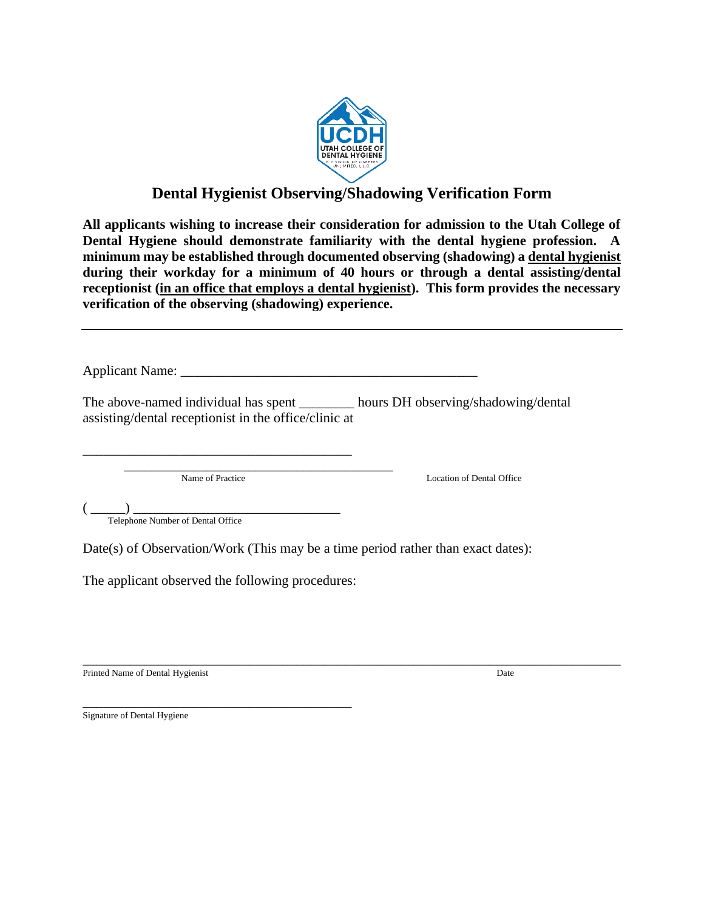UCDH
UTAH COLLEGE OF DENTAL HYGIENE

# Dental Hygienist Observing/Shadowing Verification Form

**All applicants wishing to increase their consideration for admission to the Utah College of Dental Hygiene should demonstrate familiarity with the dental hygiene profession. A minimum may be established through documented observing (shadowing) a <u>dental hygienist</u> during their workday for a minimum of 40 hours or through a dental assisting/dental receptionist (<u>in an office that employs a dental hygienist</u>). This form provides the necessary verification of the observing (shadowing) experience.**

---

Applicant Name: ___________________________________________

The above-named individual has spent ________ hours DH observing/shadowing/dental assisting/dental receptionist in the office/clinic at

________________________________________

________________________________________

Name of Practice          Location of Dental Office

( _____) ______________________________

Telephone Number of Dental Office

Date(s) of Observation/Work (This may be a time period rather than exact dates):

The applicant observed the following procedures:

_______________________________________________________________________________

Printed Name of Dental Hygienist          Date

_____________________________________________

Signature of Dental Hygiene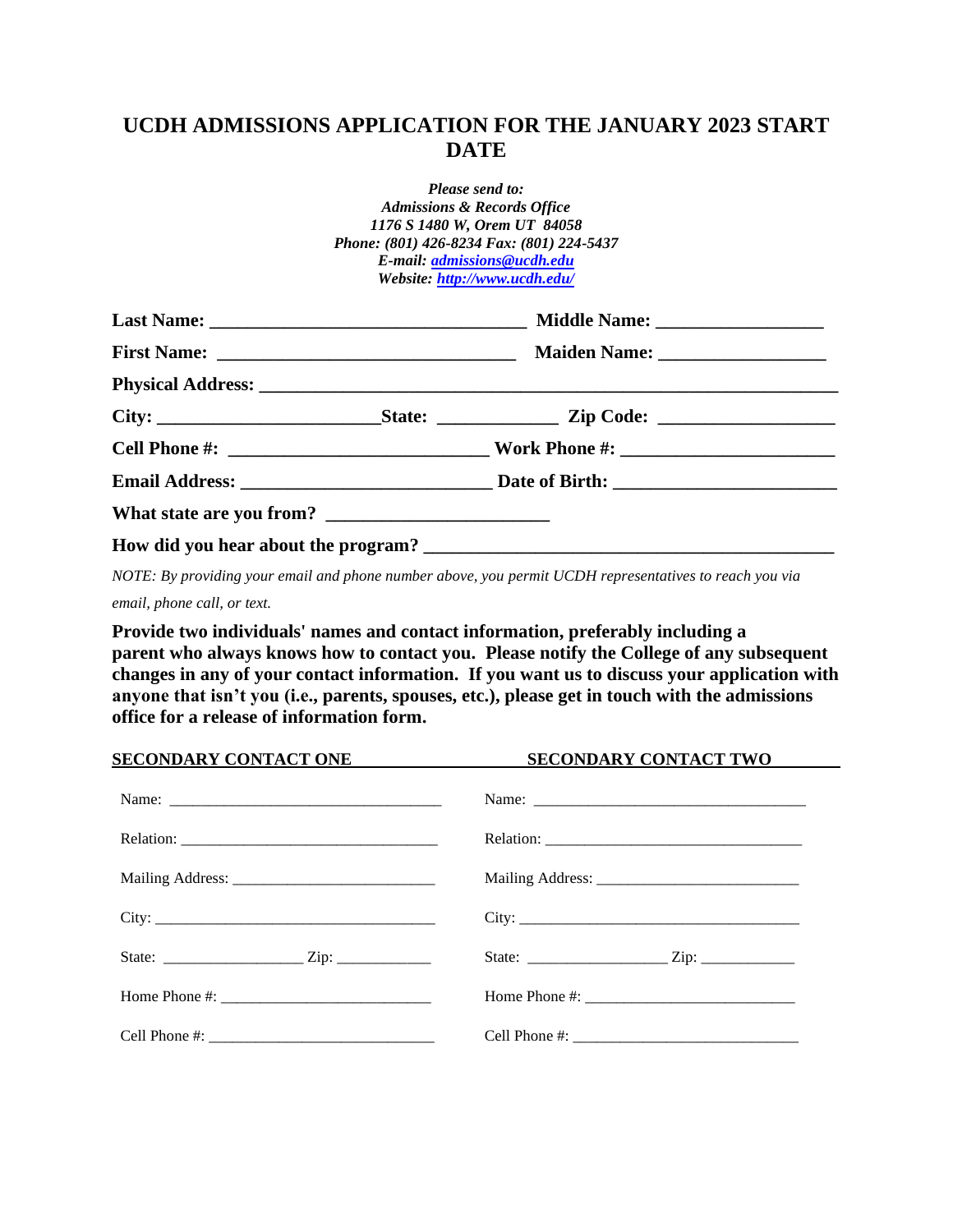# UCDH ADMISSIONS APPLICATION FOR THE JANUARY 2023 START DATE

***Please send to:***
***Admissions & Records Office***
***1176 S 1480 W, Orem UT 84058***
***Phone: (801) 426-8234 Fax: (801) 224-5437***
***E-mail: [admissions@ucdh.edu](mailto:admissions@ucdh.edu)***
***Website: [http://www.ucdh.edu/](http://www.ucdh.edu/)***

**Last Name: ________________________________ Middle Name: _________________**

**First Name: ______________________________ Maiden Name: _________________**

**Physical Address: ___________________________________________________________**

**City: _______________________State: ____________ Zip Code: __________________**

**Cell Phone #: __________________________ Work Phone #: ______________________**

**Email Address: _________________________ Date of Birth: _______________________**

**What state are you from? _______________________**

**How did you hear about the program? __________________________________________**

*NOTE: By providing your email and phone number above, you permit UCDH representatives to reach you via email, phone call, or text.*

**Provide two individuals' names and contact information, preferably including a parent who always knows how to contact you. Please notify the College of any subsequent changes in any of your contact information. If you want us to discuss your application with anyone that isn't you (i.e., parents, spouses, etc.), please get in touch with the admissions office for a release of information form.**

| **SECONDARY CONTACT ONE** | **SECONDARY CONTACT TWO** |
|---|---|
| Name: ___________________________________ | Name: ___________________________________ |
| Relation: _______________________________ | Relation: _______________________________ |
| Mailing Address: _________________________ | Mailing Address: _________________________ |
| City: ___________________________________ | City: ___________________________________ |
| State: _________________ Zip: ____________ | State: _________________ Zip: ____________ |
| Home Phone #: __________________________ | Home Phone #: __________________________ |
| Cell Phone #: ___________________________ | Cell Phone #: ___________________________ |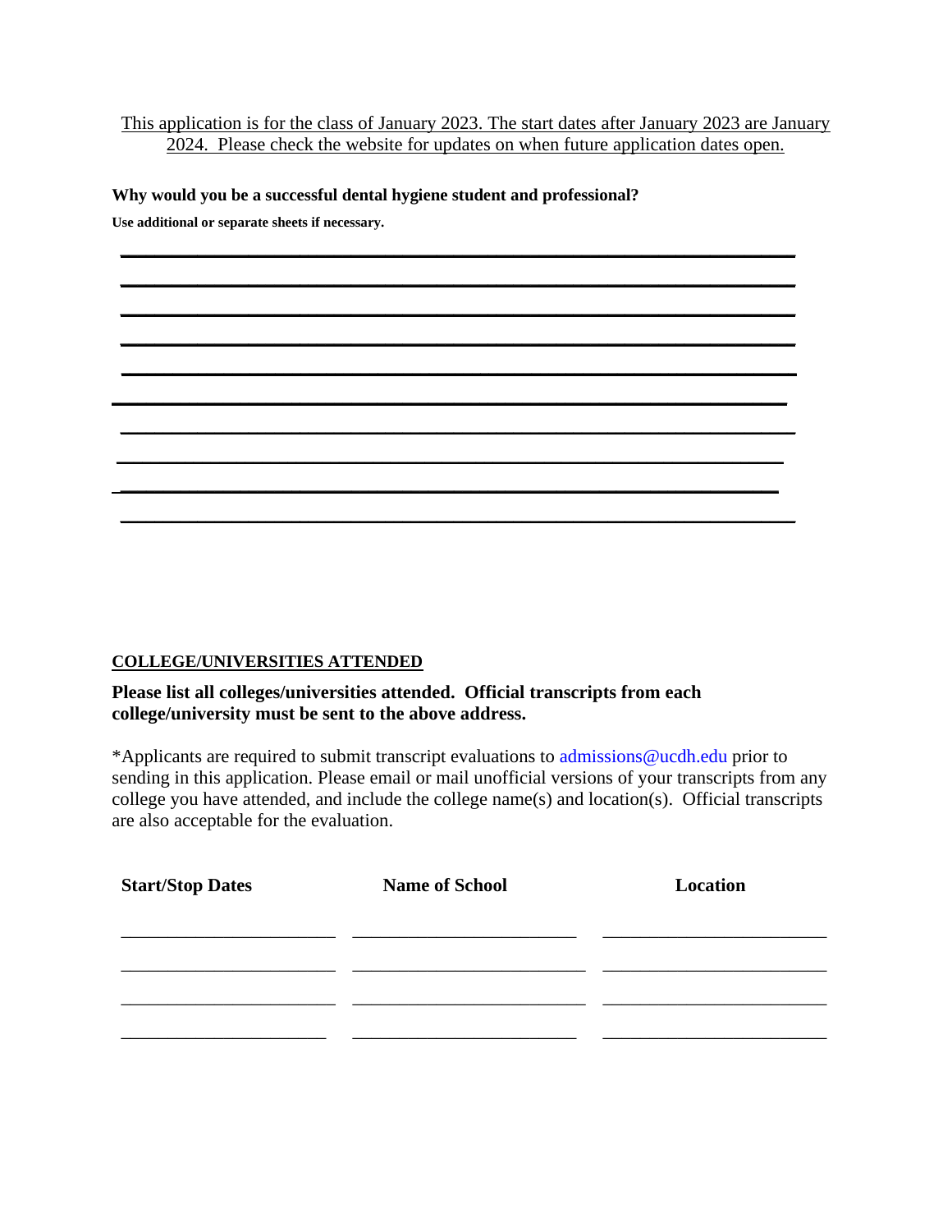This application is for the class of January 2023. The start dates after January 2023 are January 2024. Please check the website for updates on when future application dates open.

**Why would you be a successful dental hygiene student and professional?**

**Use additional or separate sheets if necessary.**

________________________________________________________________

________________________________________________________________

________________________________________________________________

________________________________________________________________

________________________________________________________________

________________________________________________________________

________________________________________________________________

________________________________________________________________

________________________________________________________________

________________________________________________________________

**COLLEGE/UNIVERSITIES ATTENDED**

**Please list all colleges/universities attended. Official transcripts from each college/university must be sent to the above address.**

*Applicants are required to submit transcript evaluations to admissions@ucdh.edu prior to sending in this application. Please email or mail unofficial versions of your transcripts from any college you have attended, and include the college name(s) and location(s). Official transcripts are also acceptable for the evaluation.

| Start/Stop Dates | Name of School | Location |
|---|---|---|
| | | |
| | | |
| | | |
| | | |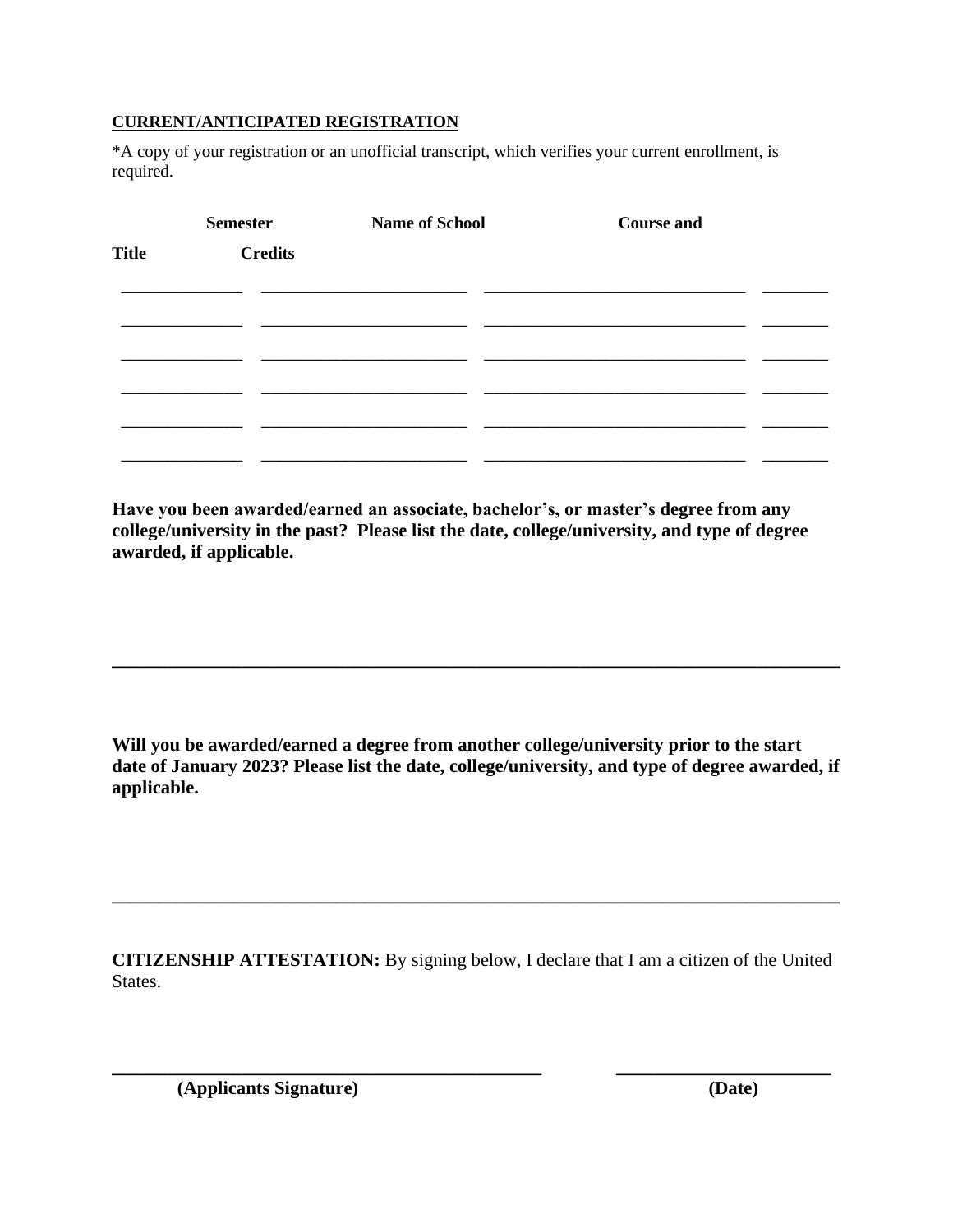**CURRENT/ANTICIPATED REGISTRATION**

*A copy of your registration or an unofficial transcript, which verifies your current enrollment, is required.

| Semester | Name of School | Course and Title | Credits |
|---|---|---|---|
| | | | |
| | | | |
| | | | |
| | | | |
| | | | |
| | | | |

**Have you been awarded/earned an associate, bachelor's, or master's degree from any college/university in the past? Please list the date, college/university, and type of degree awarded, if applicable.**

\_\_\_\_\_\_\_\_\_\_\_\_\_\_\_\_\_\_\_\_\_\_\_\_\_\_\_\_\_\_\_\_\_\_\_\_\_\_\_\_\_\_\_\_\_\_\_\_\_\_\_\_\_\_\_\_\_\_\_\_\_\_\_\_\_\_\_\_\_\_\_\_\_\_\_\_

**Will you be awarded/earned a degree from another college/university prior to the start date of January 2023? Please list the date, college/university, and type of degree awarded, if applicable.**

\_\_\_\_\_\_\_\_\_\_\_\_\_\_\_\_\_\_\_\_\_\_\_\_\_\_\_\_\_\_\_\_\_\_\_\_\_\_\_\_\_\_\_\_\_\_\_\_\_\_\_\_\_\_\_\_\_\_\_\_\_\_\_\_\_\_\_\_\_\_\_\_\_\_\_\_

**CITIZENSHIP ATTESTATION:** By signing below, I declare that I am a citizen of the United States.

\_\_\_\_\_\_\_\_\_\_\_\_\_\_\_\_\_\_\_\_\_\_\_\_\_\_\_\_\_\_\_\_\_\_\_\_\_\_\_\_\_\_\_\_ \_\_\_\_\_\_\_\_\_\_\_\_\_\_\_\_\_\_\_\_\_\_\_\_

**(Applicants Signature)** **(Date)**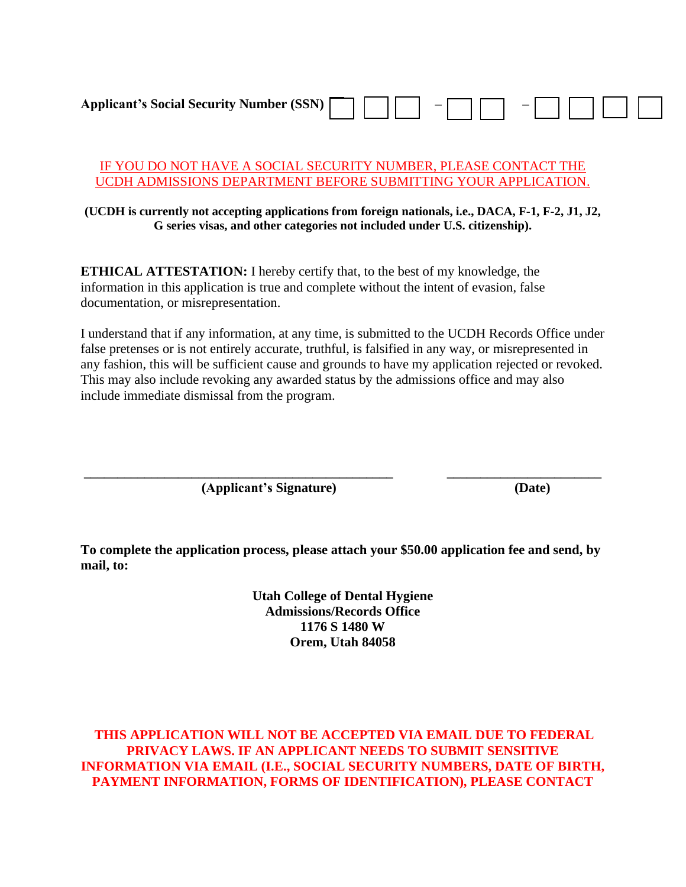**Applicant's Social Security Number (SSN)** ☐☐☐ – ☐☐ – ☐☐☐☐

IF YOU DO NOT HAVE A SOCIAL SECURITY NUMBER, PLEASE CONTACT THE UCDH ADMISSIONS DEPARTMENT BEFORE SUBMITTING YOUR APPLICATION.

**(UCDH is currently not accepting applications from foreign nationals, i.e., DACA, F-1, F-2, J1, J2, G series visas, and other categories not included under U.S. citizenship).**

**ETHICAL ATTESTATION:** I hereby certify that, to the best of my knowledge, the information in this application is true and complete without the intent of evasion, false documentation, or misrepresentation.

I understand that if any information, at any time, is submitted to the UCDH Records Office under false pretenses or is not entirely accurate, truthful, is falsified in any way, or misrepresented in any fashion, this will be sufficient cause and grounds to have my application rejected or revoked. This may also include revoking any awarded status by the admissions office and may also include immediate dismissal from the program.

\_\_\_\_\_\_\_\_\_\_\_\_\_\_\_\_\_\_\_\_\_\_\_\_\_\_\_\_\_\_\_\_\_\_\_\_\_\_\_\_ \_\_\_\_\_\_\_\_\_\_\_\_\_\_\_\_\_\_\_\_\_\_
**(Applicant's Signature)** **(Date)**

**To complete the application process, please attach your $50.00 application fee and send, by mail, to:**

**Utah College of Dental Hygiene**
**Admissions/Records Office**
**1176 S 1480 W**
**Orem, Utah 84058**

**THIS APPLICATION WILL NOT BE ACCEPTED VIA EMAIL DUE TO FEDERAL PRIVACY LAWS. IF AN APPLICANT NEEDS TO SUBMIT SENSITIVE INFORMATION VIA EMAIL (I.E., SOCIAL SECURITY NUMBERS, DATE OF BIRTH, PAYMENT INFORMATION, FORMS OF IDENTIFICATION), PLEASE CONTACT**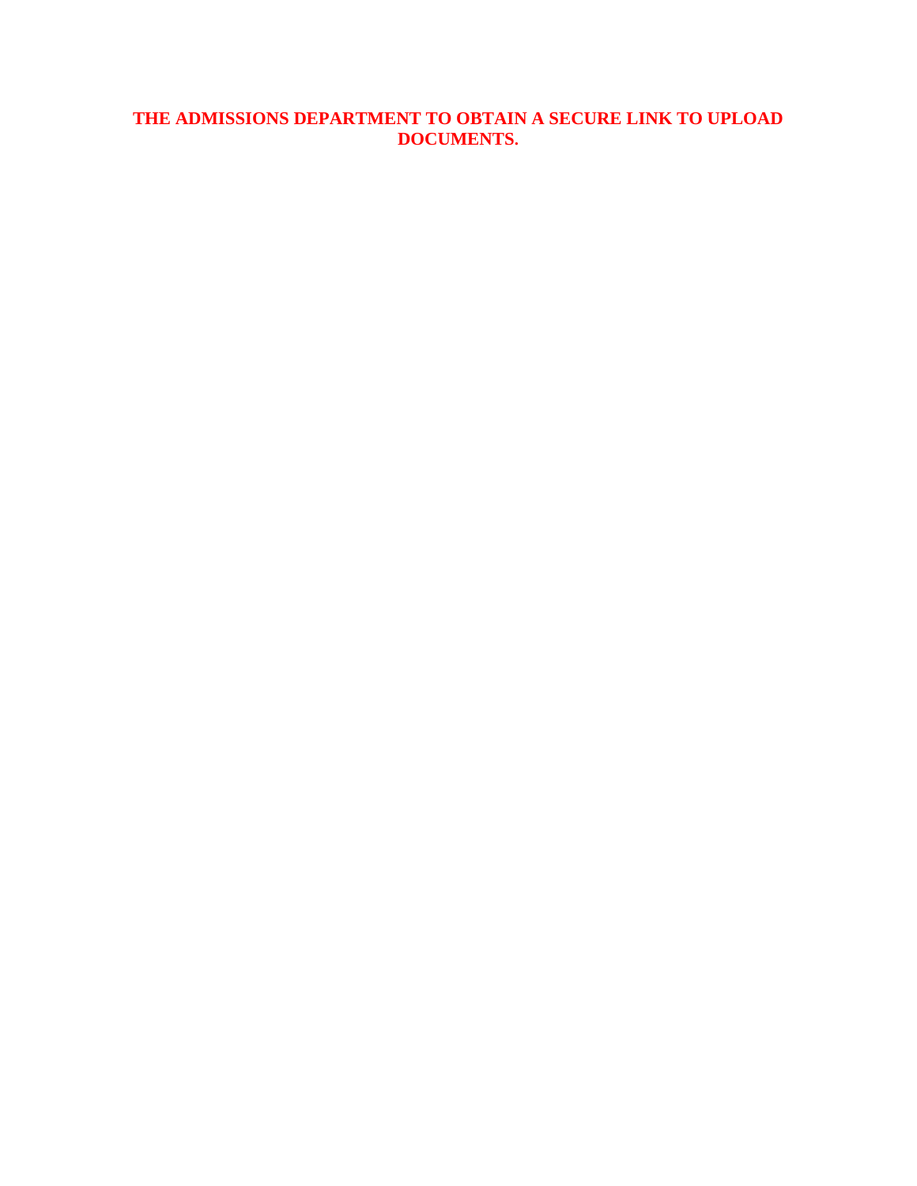**THE ADMISSIONS DEPARTMENT TO OBTAIN A SECURE LINK TO UPLOAD DOCUMENTS.**